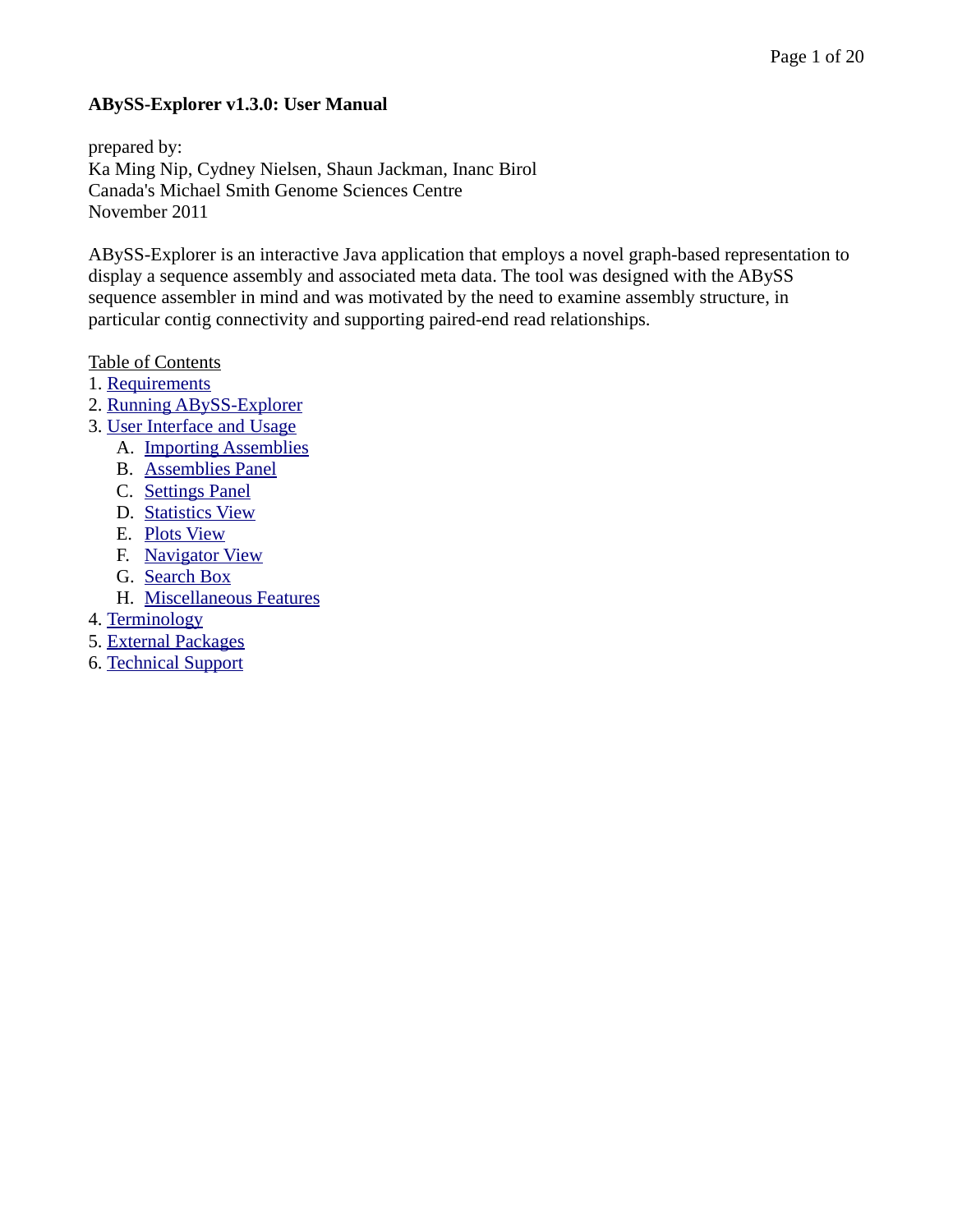# ABySS-Explorer v1.3.0: User Manual

prepared by:
Ka Ming Nip, Cydney Nielsen, Shaun Jackman, Inanc Birol
Canada's Michael Smith Genome Sciences Centre
November 2011

ABySS-Explorer is an interactive Java application that employs a novel graph-based representation to display a sequence assembly and associated meta data. The tool was designed with the ABySS sequence assembler in mind and was motivated by the need to examine assembly structure, in particular contig connectivity and supporting paired-end read relationships.

Table of Contents

1. Requirements
2. Running ABySS-Explorer
3. User Interface and Usage
    - A. Importing Assemblies
    - B. Assemblies Panel
    - C. Settings Panel
    - D. Statistics View
    - E. Plots View
    - F. Navigator View
    - G. Search Box
    - H. Miscellaneous Features
4. Terminology
5. External Packages
6. Technical Support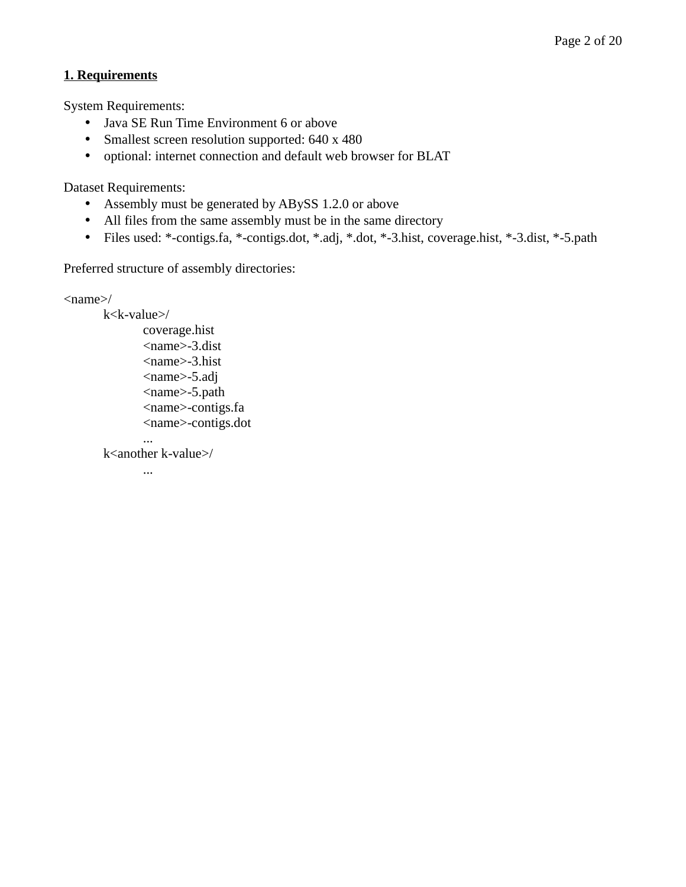## 1. Requirements

System Requirements:

- Java SE Run Time Environment 6 or above
- Smallest screen resolution supported: 640 x 480
- optional: internet connection and default web browser for BLAT

Dataset Requirements:

- Assembly must be generated by ABySS 1.2.0 or above
- All files from the same assembly must be in the same directory
- Files used: *-contigs.fa, *-contigs.dot, *.adj, *.dot, *-3.hist, coverage.hist, *-3.dist, *-5.path

Preferred structure of assembly directories:

```
<name>/
    k<k-value>/
        coverage.hist
        <name>-3.dist
        <name>-3.hist
        <name>-5.adj
        <name>-5.path
        <name>-contigs.fa
        <name>-contigs.dot
        ...
    k<another k-value>/
        ...
```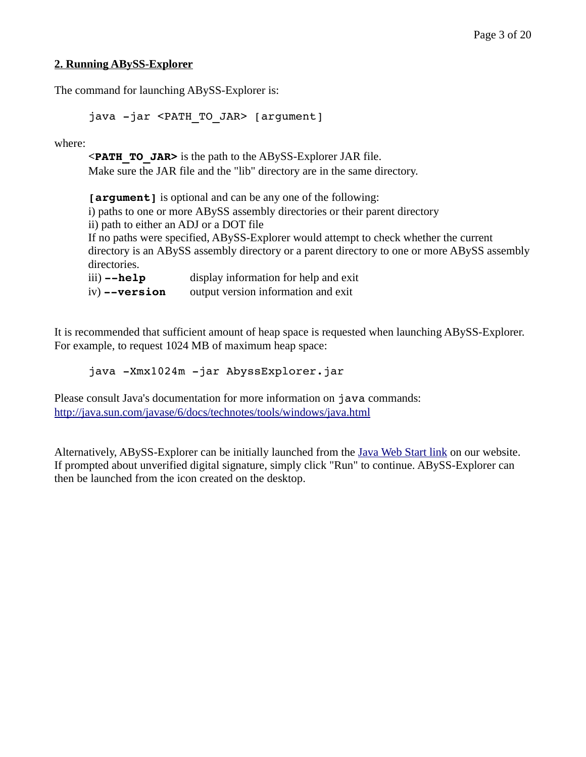## 2. Running ABySS-Explorer

The command for launching ABySS-Explorer is:

```
java -jar <PATH_TO_JAR> [argument]
```

where:

**`<PATH_TO_JAR>`** is the path to the ABySS-Explorer JAR file.
Make sure the JAR file and the "lib" directory are in the same directory.

**`[argument]`** is optional and can be any one of the following:
i) paths to one or more ABySS assembly directories or their parent directory
ii) path to either an ADJ or a DOT file
If no paths were specified, ABySS-Explorer would attempt to check whether the current directory is an ABySS assembly directory or a parent directory to one or more ABySS assembly directories.
iii) **`--help`** display information for help and exit
iv) **`--version`** output version information and exit

It is recommended that sufficient amount of heap space is requested when launching ABySS-Explorer. For example, to request 1024 MB of maximum heap space:

```
java -Xmx1024m -jar AbyssExplorer.jar
```

Please consult Java's documentation for more information on `java` commands:
http://java.sun.com/javase/6/docs/technotes/tools/windows/java.html

Alternatively, ABySS-Explorer can be initially launched from the Java Web Start link on our website. If prompted about unverified digital signature, simply click "Run" to continue. ABySS-Explorer can then be launched from the icon created on the desktop.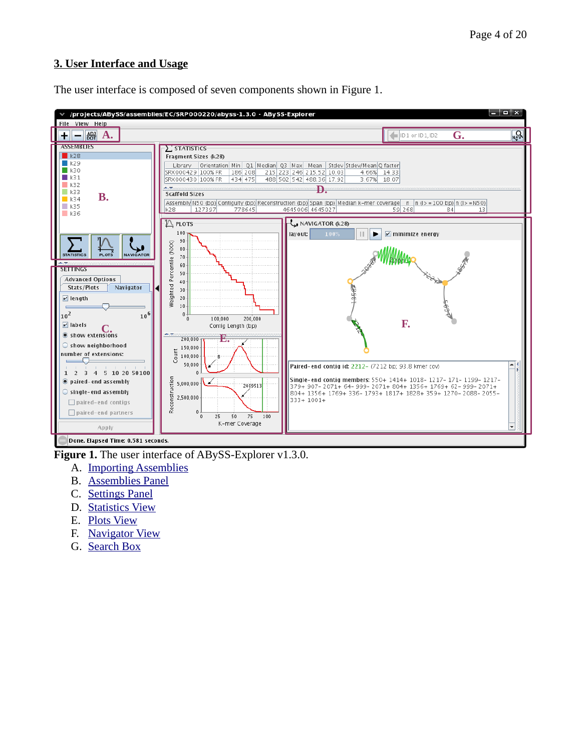## 3. User Interface and Usage

The user interface is composed of seven components shown in Figure 1.

**Figure 1.** The user interface of ABySS-Explorer v1.3.0.

A. Importing Assemblies
B. Assemblies Panel
C. Settings Panel
D. Statistics View
E. Plots View
F. Navigator View
G. Search Box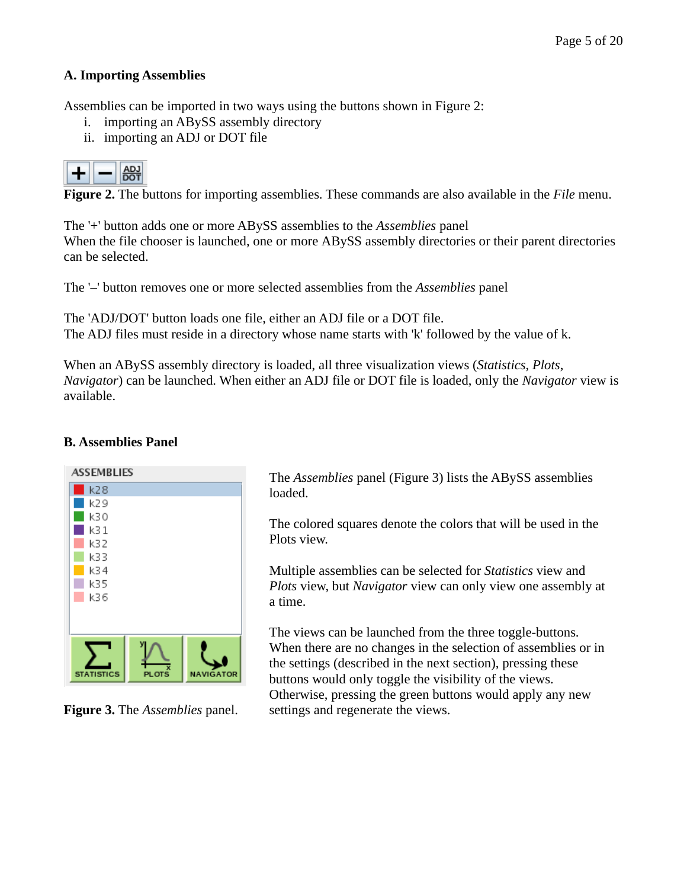### A. Importing Assemblies

Assemblies can be imported in two ways using the buttons shown in Figure 2:

i. importing an ABySS assembly directory
ii. importing an ADJ or DOT file

**Figure 2.** The buttons for importing assemblies. These commands are also available in the *File* menu.

The '+' button adds one or more ABySS assemblies to the *Assemblies* panel
When the file chooser is launched, one or more ABySS assembly directories or their parent directories can be selected.

The '–' button removes one or more selected assemblies from the *Assemblies* panel

The 'ADJ/DOT' button loads one file, either an ADJ file or a DOT file.
The ADJ files must reside in a directory whose name starts with 'k' followed by the value of k.

When an ABySS assembly directory is loaded, all three visualization views (*Statistics*, *Plots*, *Navigator*) can be launched. When either an ADJ file or DOT file is loaded, only the *Navigator* view is available.

### B. Assemblies Panel

**Figure 3.** The *Assemblies* panel.

The *Assemblies* panel (Figure 3) lists the ABySS assemblies loaded.

The colored squares denote the colors that will be used in the Plots view.

Multiple assemblies can be selected for *Statistics* view and *Plots* view, but *Navigator* view can only view one assembly at a time.

The views can be launched from the three toggle-buttons. When there are no changes in the selection of assemblies or in the settings (described in the next section), pressing these buttons would only toggle the visibility of the views. Otherwise, pressing the green buttons would apply any new settings and regenerate the views.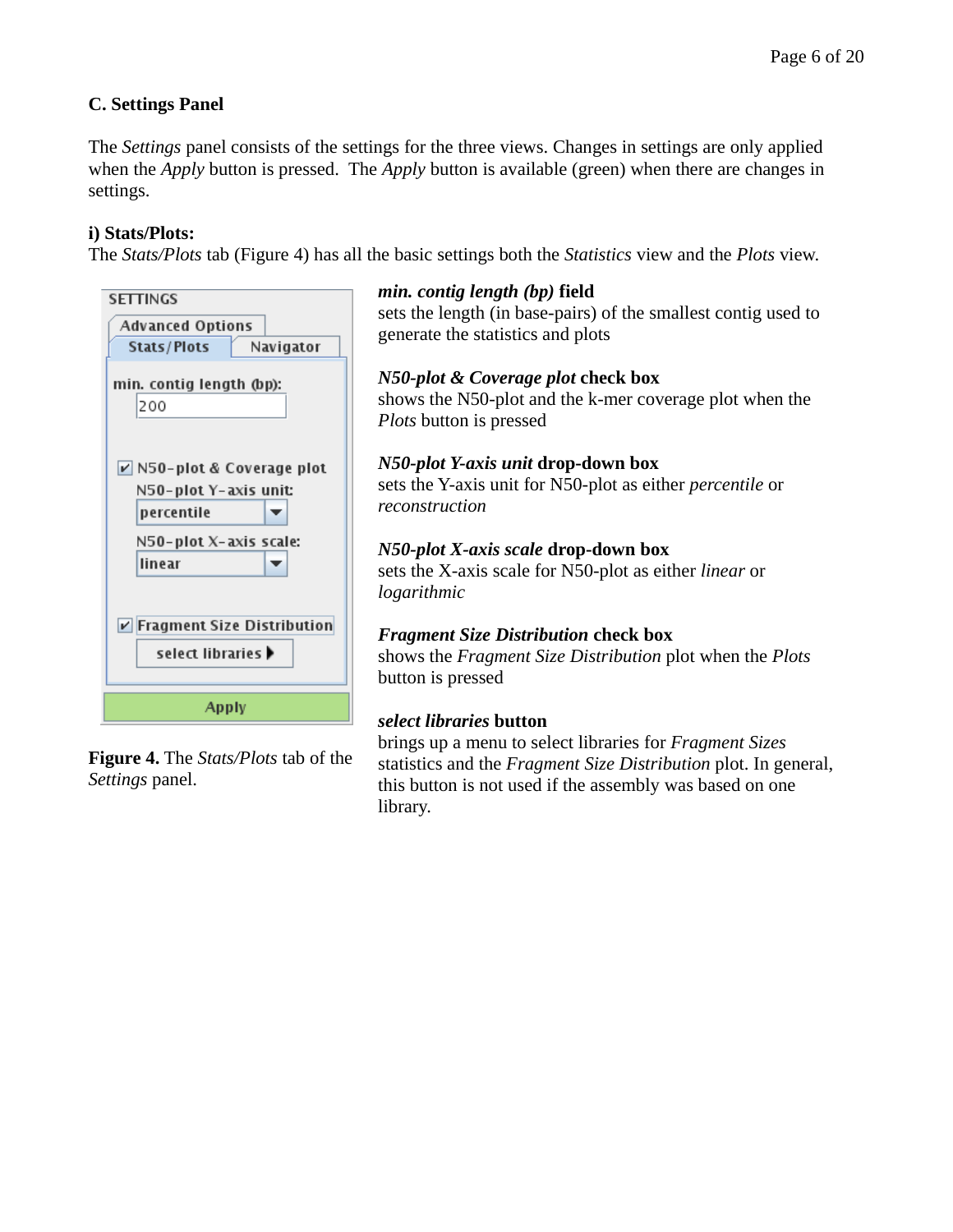## C. Settings Panel

The *Settings* panel consists of the settings for the three views. Changes in settings are only applied when the *Apply* button is pressed. The *Apply* button is available (green) when there are changes in settings.

### i) Stats/Plots:

The *Stats/Plots* tab (Figure 4) has all the basic settings both the *Statistics* view and the *Plots* view.

**Figure 4.** The *Stats/Plots* tab of the *Settings* panel.

***min. contig length (bp)* field**
sets the length (in base-pairs) of the smallest contig used to generate the statistics and plots

***N50-plot & Coverage plot* check box**
shows the N50-plot and the k-mer coverage plot when the *Plots* button is pressed

***N50-plot Y-axis unit* drop-down box**
sets the Y-axis unit for N50-plot as either *percentile* or *reconstruction*

***N50-plot X-axis scale* drop-down box**
sets the X-axis scale for N50-plot as either *linear* or *logarithmic*

***Fragment Size Distribution* check box**
shows the *Fragment Size Distribution* plot when the *Plots* button is pressed

***select libraries* button**
brings up a menu to select libraries for *Fragment Sizes* statistics and the *Fragment Size Distribution* plot. In general, this button is not used if the assembly was based on one library.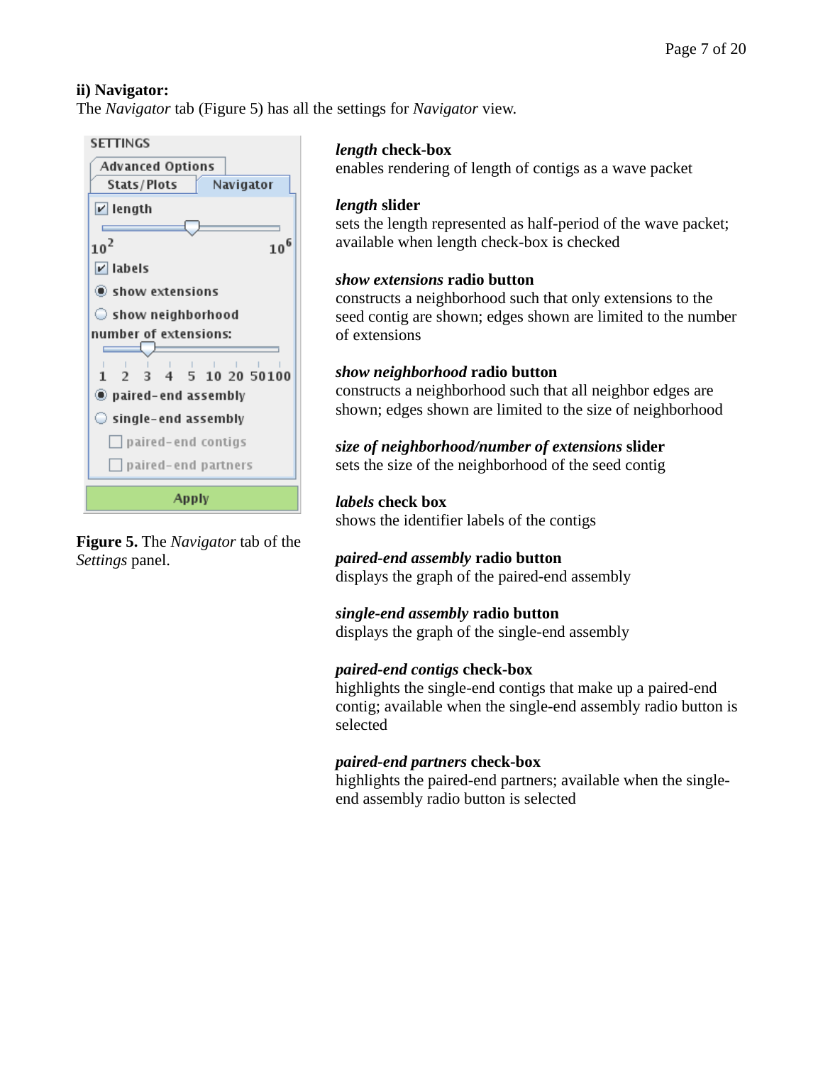**ii) Navigator:**

The *Navigator* tab (Figure 5) has all the settings for *Navigator* view.

**Figure 5.** The *Navigator* tab of the *Settings* panel.

***length* check-box**
enables rendering of length of contigs as a wave packet

***length* slider**
sets the length represented as half-period of the wave packet; available when length check-box is checked

***show extensions* radio button**
constructs a neighborhood such that only extensions to the seed contig are shown; edges shown are limited to the number of extensions

***show neighborhood* radio button**
constructs a neighborhood such that all neighbor edges are shown; edges shown are limited to the size of neighborhood

***size of neighborhood/number of extensions* slider**
sets the size of the neighborhood of the seed contig

***labels* check box**
shows the identifier labels of the contigs

***paired-end assembly* radio button**
displays the graph of the paired-end assembly

***single-end assembly* radio button**
displays the graph of the single-end assembly

***paired-end contigs* check-box**
highlights the single-end contigs that make up a paired-end contig; available when the single-end assembly radio button is selected

***paired-end partners* check-box**
highlights the paired-end partners; available when the single-end assembly radio button is selected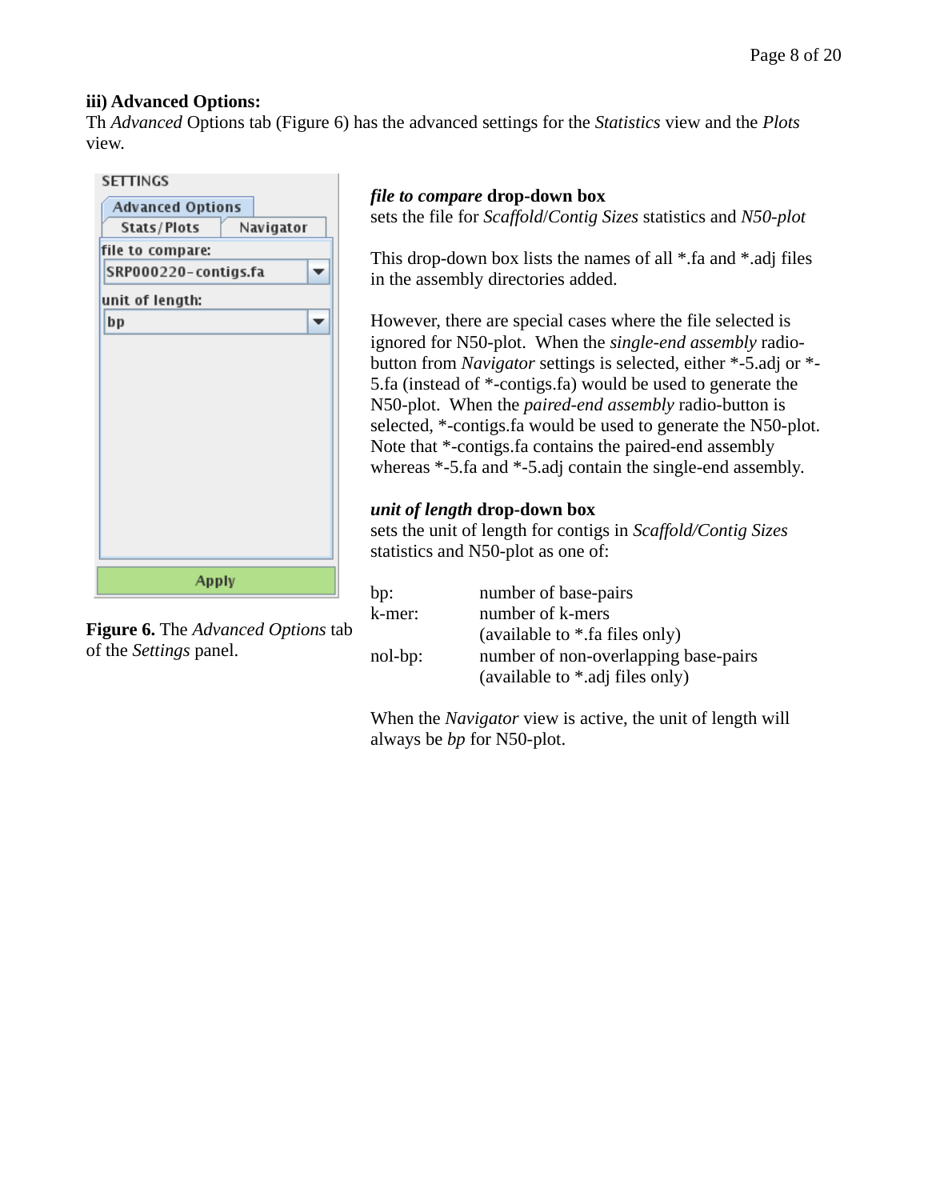**iii) Advanced Options:**

Th *Advanced* Options tab (Figure 6) has the advanced settings for the *Statistics* view and the *Plots* view.

**Figure 6.** The *Advanced Options* tab of the *Settings* panel.

***file to compare*** **drop-down box**

sets the file for *Scaffold*/*Contig Sizes* statistics and *N50-plot*

This drop-down box lists the names of all *.fa and *.adj files in the assembly directories added.

However, there are special cases where the file selected is ignored for N50-plot. When the *single-end assembly* radio-button from *Navigator* settings is selected, either *-5.adj or *-5.fa (instead of *-contigs.fa) would be used to generate the N50-plot. When the *paired-end assembly* radio-button is selected, *-contigs.fa would be used to generate the N50-plot. Note that *-contigs.fa contains the paired-end assembly whereas *-5.fa and *-5.adj contain the single-end assembly.

***unit of length*** **drop-down box**

sets the unit of length for contigs in *Scaffold/Contig Sizes* statistics and N50-plot as one of:

| | |
|---|---|
| bp: | number of base-pairs |
| k-mer: | number of k-mers (available to *.fa files only) |
| nol-bp: | number of non-overlapping base-pairs (available to *.adj files only) |

When the *Navigator* view is active, the unit of length will always be *bp* for N50-plot.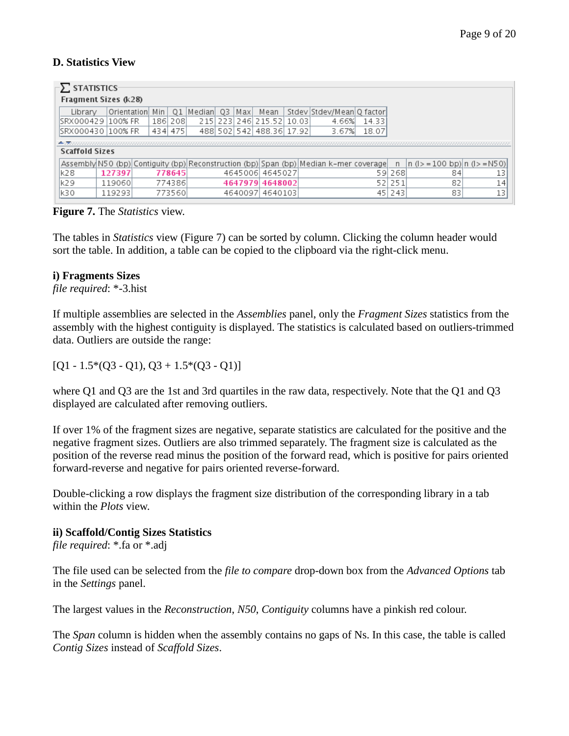### D. Statistics View

**Σ STATISTICS**

**Fragment Sizes (k28)**

| Library | Orientation | Min | Q1 | Median | Q3 | Max | Mean | Stdev | Stdev/Mean | Q factor |
|---|---|---|---|---|---|---|---|---|---|---|
| SRX000429 | 100% FR | 186 | 208 | 215 | 223 | 246 | 215.52 | 10.03 | 4.66% | 14.33 |
| SRX000430 | 100% FR | 434 | 475 | 488 | 502 | 542 | 488.36 | 17.92 | 3.67% | 18.07 |

**Scaffold Sizes**

| Assembly | N50 (bp) | Contiguity (bp) | Reconstruction (bp) | Span (bp) | Median k-mer coverage | n | n (l>=100 bp) | n (l>=N50) |
|---|---|---|---|---|---|---|---|---|
| k28 | 127397 | 778645 | 4645006 | 4645027 | 59 | 268 | 84 | 13 |
| k29 | 119060 | 774386 | 4647979 | 4648002 | 52 | 251 | 82 | 14 |
| k30 | 119293 | 773560 | 4640097 | 4640103 | 45 | 243 | 83 | 13 |

**Figure 7.** The *Statistics* view.

The tables in *Statistics* view (Figure 7) can be sorted by column. Clicking the column header would sort the table. In addition, a table can be copied to the clipboard via the right-click menu.

**i) Fragments Sizes**
*file required*: *-3.hist

If multiple assemblies are selected in the *Assemblies* panel, only the *Fragment Sizes* statistics from the assembly with the highest contiguity is displayed. The statistics is calculated based on outliers-trimmed data. Outliers are outside the range:

[Q1 - 1.5*(Q3 - Q1), Q3 + 1.5*(Q3 - Q1)]

where Q1 and Q3 are the 1st and 3rd quartiles in the raw data, respectively. Note that the Q1 and Q3 displayed are calculated after removing outliers.

If over 1% of the fragment sizes are negative, separate statistics are calculated for the positive and the negative fragment sizes. Outliers are also trimmed separately. The fragment size is calculated as the position of the reverse read minus the position of the forward read, which is positive for pairs oriented forward-reverse and negative for pairs oriented reverse-forward.

Double-clicking a row displays the fragment size distribution of the corresponding library in a tab within the *Plots* view.

**ii) Scaffold/Contig Sizes Statistics**
*file required*: *.fa or *.adj

The file used can be selected from the *file to compare* drop-down box from the *Advanced Options* tab in the *Settings* panel.

The largest values in the *Reconstruction*, *N50*, *Contiguity* columns have a pinkish red colour.

The *Span* column is hidden when the assembly contains no gaps of Ns. In this case, the table is called *Contig Sizes* instead of *Scaffold Sizes*.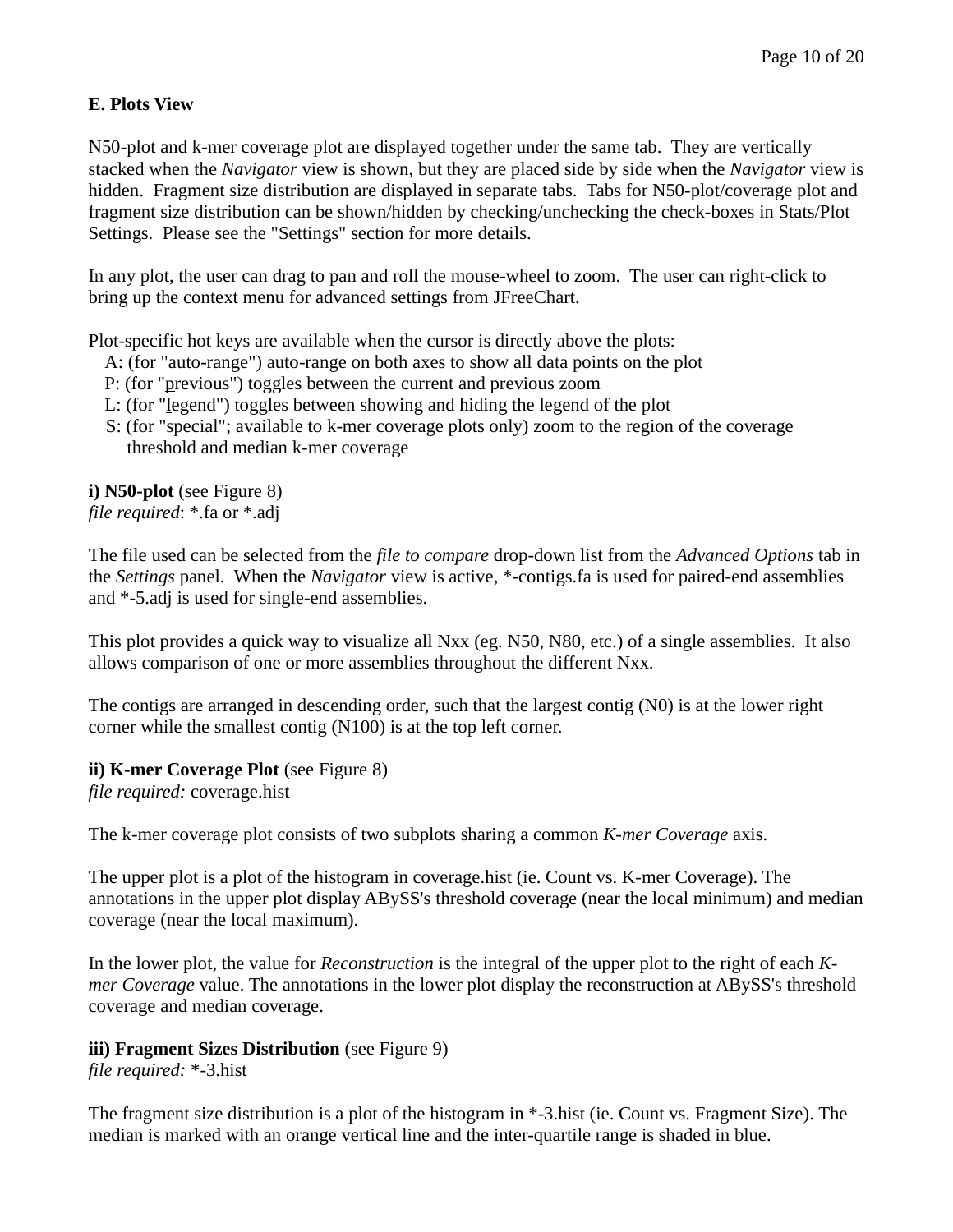## E. Plots View

N50-plot and k-mer coverage plot are displayed together under the same tab. They are vertically stacked when the *Navigator* view is shown, but they are placed side by side when the *Navigator* view is hidden. Fragment size distribution are displayed in separate tabs. Tabs for N50-plot/coverage plot and fragment size distribution can be shown/hidden by checking/unchecking the check-boxes in Stats/Plot Settings. Please see the "Settings" section for more details.

In any plot, the user can drag to pan and roll the mouse-wheel to zoom. The user can right-click to bring up the context menu for advanced settings from JFreeChart.

Plot-specific hot keys are available when the cursor is directly above the plots:

- A: (for "<u>a</u>uto-range") auto-range on both axes to show all data points on the plot
- P: (for "<u>p</u>revious") toggles between the current and previous zoom
- L: (for "<u>l</u>egend") toggles between showing and hiding the legend of the plot
- S: (for "<u>s</u>pecial"; available to k-mer coverage plots only) zoom to the region of the coverage threshold and median k-mer coverage

**i) N50-plot** (see Figure 8)
*file required*: *.fa or *.adj

The file used can be selected from the *file to compare* drop-down list from the *Advanced Options* tab in the *Settings* panel. When the *Navigator* view is active, *-contigs.fa is used for paired-end assemblies and *-5.adj is used for single-end assemblies.

This plot provides a quick way to visualize all Nxx (eg. N50, N80, etc.) of a single assemblies. It also allows comparison of one or more assemblies throughout the different Nxx.

The contigs are arranged in descending order, such that the largest contig (N0) is at the lower right corner while the smallest contig (N100) is at the top left corner.

**ii) K-mer Coverage Plot** (see Figure 8)
*file required:* coverage.hist

The k-mer coverage plot consists of two subplots sharing a common *K-mer Coverage* axis.

The upper plot is a plot of the histogram in coverage.hist (ie. Count vs. K-mer Coverage). The annotations in the upper plot display ABySS's threshold coverage (near the local minimum) and median coverage (near the local maximum).

In the lower plot, the value for *Reconstruction* is the integral of the upper plot to the right of each *K-mer Coverage* value. The annotations in the lower plot display the reconstruction at ABySS's threshold coverage and median coverage.

**iii) Fragment Sizes Distribution** (see Figure 9)
*file required:* *-3.hist

The fragment size distribution is a plot of the histogram in *-3.hist (ie. Count vs. Fragment Size). The median is marked with an orange vertical line and the inter-quartile range is shaded in blue.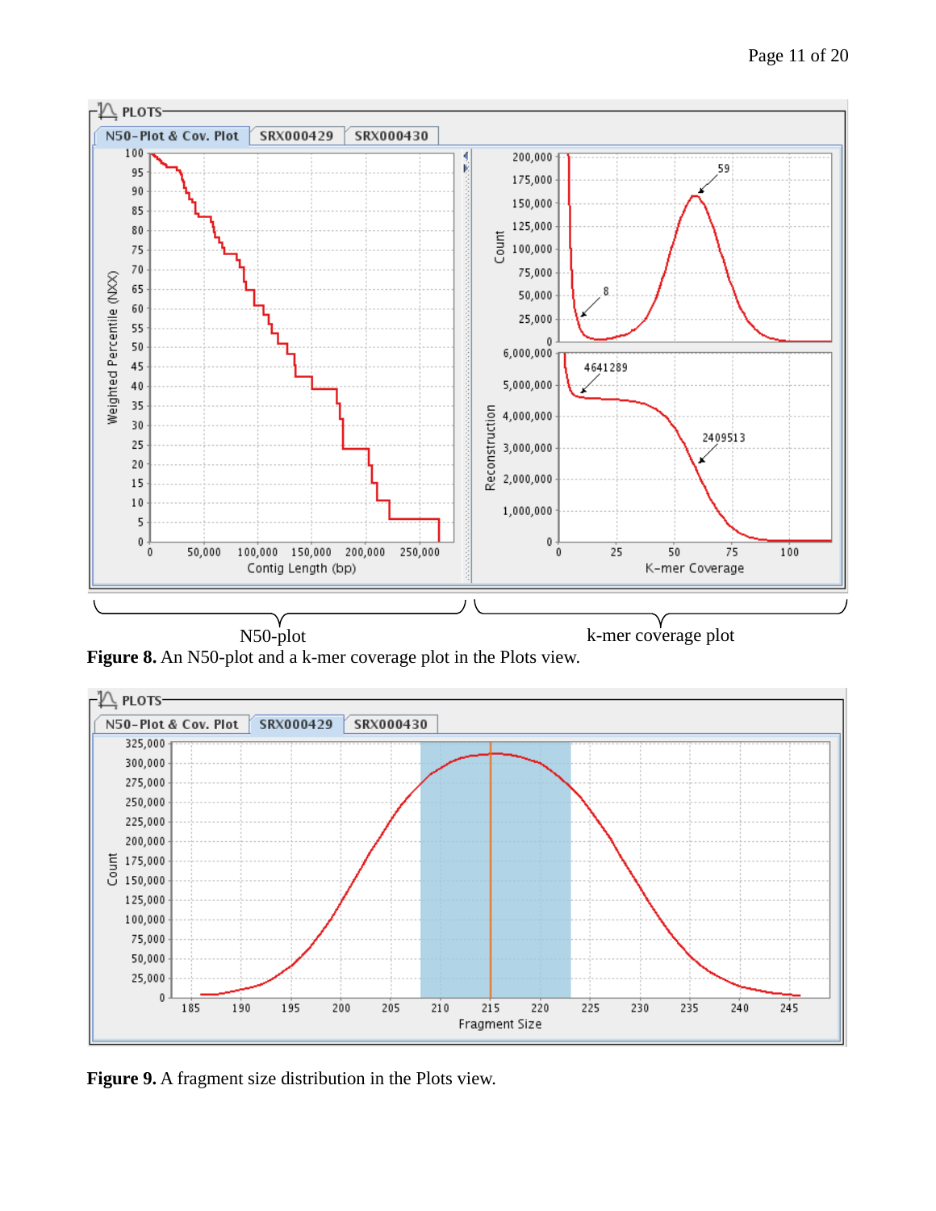N50-plot    k-mer coverage plot

**Figure 8.** An N50-plot and a k-mer coverage plot in the Plots view.

**Figure 9.** A fragment size distribution in the Plots view.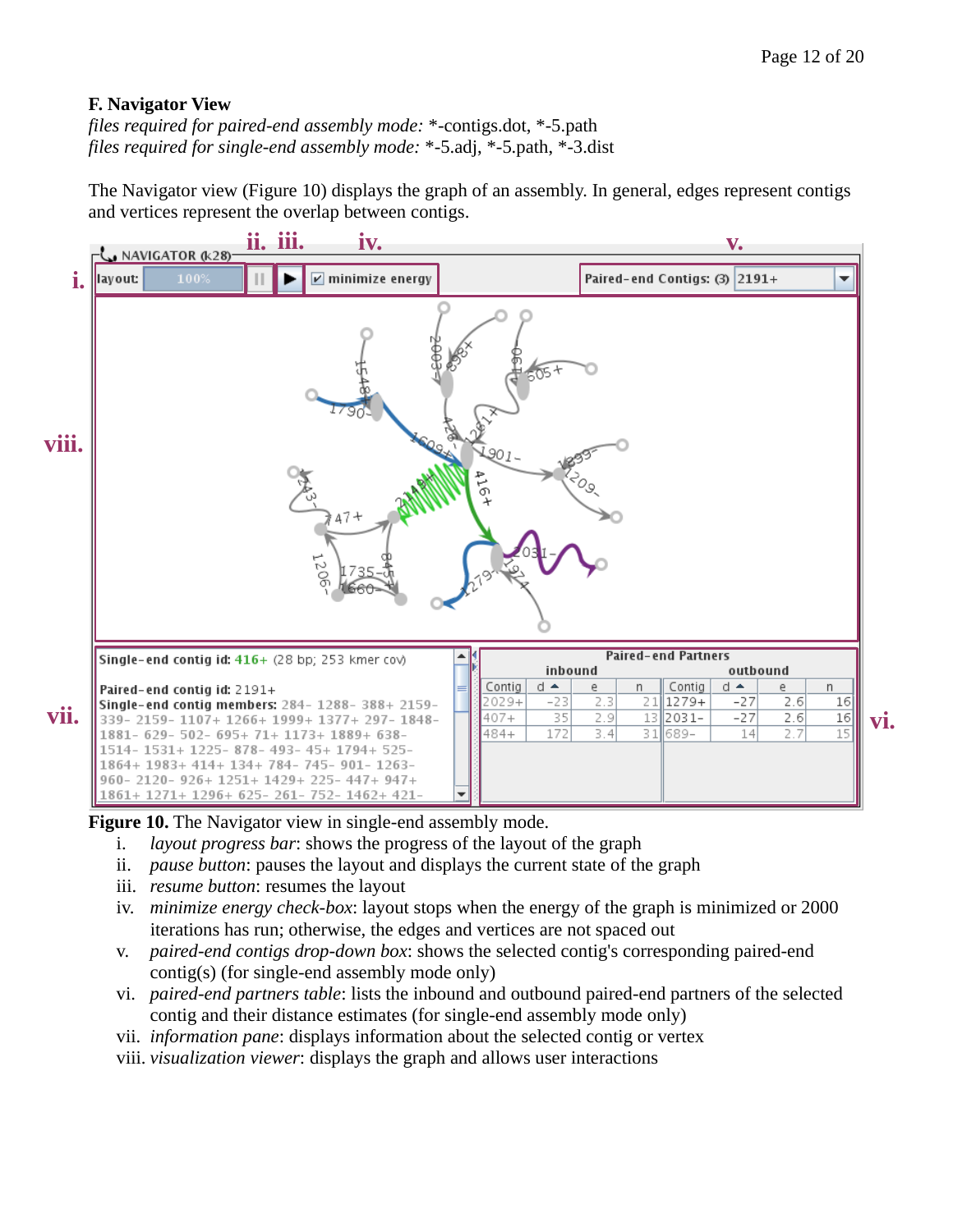### F. Navigator View

*files required for paired-end assembly mode:* *-contigs.dot, *-5.path
*files required for single-end assembly mode:* *-5.adj, *-5.path, *-3.dist

The Navigator view (Figure 10) displays the graph of an assembly. In general, edges represent contigs and vertices represent the overlap between contigs.

**Figure 10.** The Navigator view in single-end assembly mode.

1. *layout progress bar*: shows the progress of the layout of the graph
2. *pause button*: pauses the layout and displays the current state of the graph
3. *resume button*: resumes the layout
4. *minimize energy check-box*: layout stops when the energy of the graph is minimized or 2000 iterations has run; otherwise, the edges and vertices are not spaced out
5. *paired-end contigs drop-down box*: shows the selected contig's corresponding paired-end contig(s) (for single-end assembly mode only)
6. *paired-end partners table*: lists the inbound and outbound paired-end partners of the selected contig and their distance estimates (for single-end assembly mode only)
7. *information pane*: displays information about the selected contig or vertex
8. *visualization viewer*: displays the graph and allows user interactions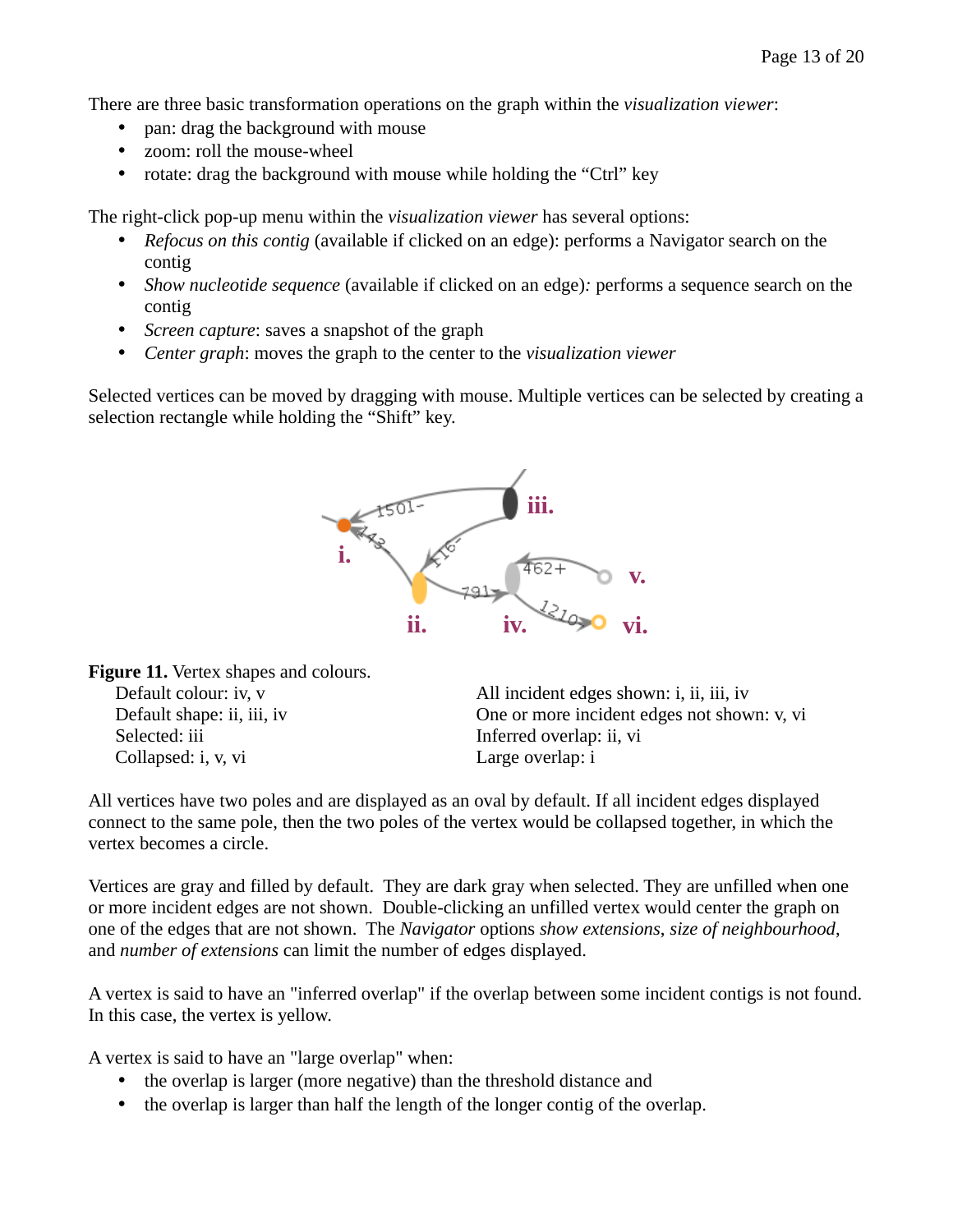There are three basic transformation operations on the graph within the *visualization viewer*:

- pan: drag the background with mouse
- zoom: roll the mouse-wheel
- rotate: drag the background with mouse while holding the "Ctrl" key

The right-click pop-up menu within the *visualization viewer* has several options:

- *Refocus on this contig* (available if clicked on an edge): performs a Navigator search on the contig
- *Show nucleotide sequence* (available if clicked on an edge)*:* performs a sequence search on the contig
- *Screen capture*: saves a snapshot of the graph
- *Center graph*: moves the graph to the center to the *visualization viewer*

Selected vertices can be moved by dragging with mouse. Multiple vertices can be selected by creating a selection rectangle while holding the "Shift" key.

**Figure 11.** Vertex shapes and colours.

Default colour: iv, v
Default shape: ii, iii, iv
Selected: iii
Collapsed: i, v, vi

All incident edges shown: i, ii, iii, iv
One or more incident edges not shown: v, vi
Inferred overlap: ii, vi
Large overlap: i

All vertices have two poles and are displayed as an oval by default. If all incident edges displayed connect to the same pole, then the two poles of the vertex would be collapsed together, in which the vertex becomes a circle.

Vertices are gray and filled by default. They are dark gray when selected. They are unfilled when one or more incident edges are not shown. Double-clicking an unfilled vertex would center the graph on one of the edges that are not shown. The *Navigator* options *show extensions*, *size of neighbourhood*, and *number of extensions* can limit the number of edges displayed.

A vertex is said to have an "inferred overlap" if the overlap between some incident contigs is not found. In this case, the vertex is yellow.

A vertex is said to have an "large overlap" when:

- the overlap is larger (more negative) than the threshold distance and
- the overlap is larger than half the length of the longer contig of the overlap.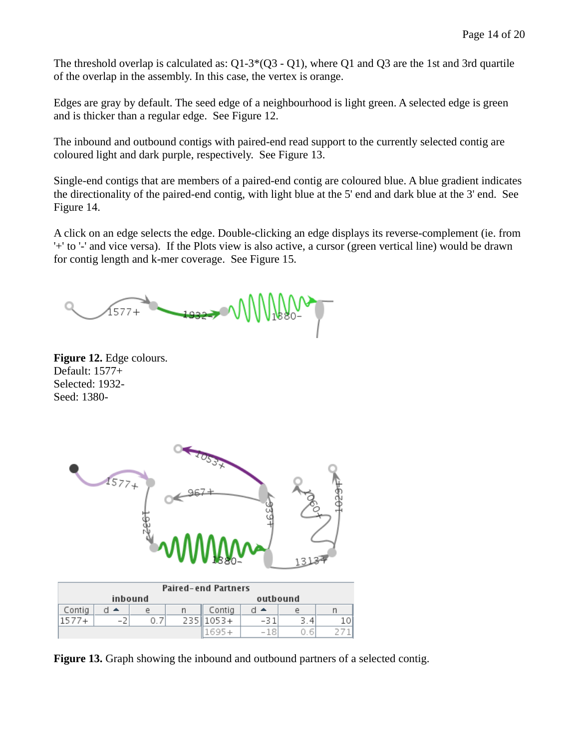The threshold overlap is calculated as: Q1-3*(Q3 - Q1), where Q1 and Q3 are the 1st and 3rd quartile of the overlap in the assembly. In this case, the vertex is orange.

Edges are gray by default. The seed edge of a neighbourhood is light green. A selected edge is green and is thicker than a regular edge. See Figure 12.

The inbound and outbound contigs with paired-end read support to the currently selected contig are coloured light and dark purple, respectively. See Figure 13.

Single-end contigs that are members of a paired-end contig are coloured blue. A blue gradient indicates the directionality of the paired-end contig, with light blue at the 5' end and dark blue at the 3' end. See Figure 14.

A click on an edge selects the edge. Double-clicking an edge displays its reverse-complement (ie. from '+' to '-' and vice versa). If the Plots view is also active, a cursor (green vertical line) would be drawn for contig length and k-mer coverage. See Figure 15.

**Figure 12.** Edge colours.
Default: 1577+
Selected: 1932-
Seed: 1380-

| Paired-end Partners | | | | | | | |
|---|---|---|---|---|---|---|---|
| inbound | | | | outbound | | | |
| Contig | d | e | n | Contig | d | e | n |
| 1577+ | -2 | 0.7 | 235 | 1053+ | -31 | 3.4 | 10 |
| | | | | 1695+ | -18 | 0.6 | 271 |

**Figure 13.** Graph showing the inbound and outbound partners of a selected contig.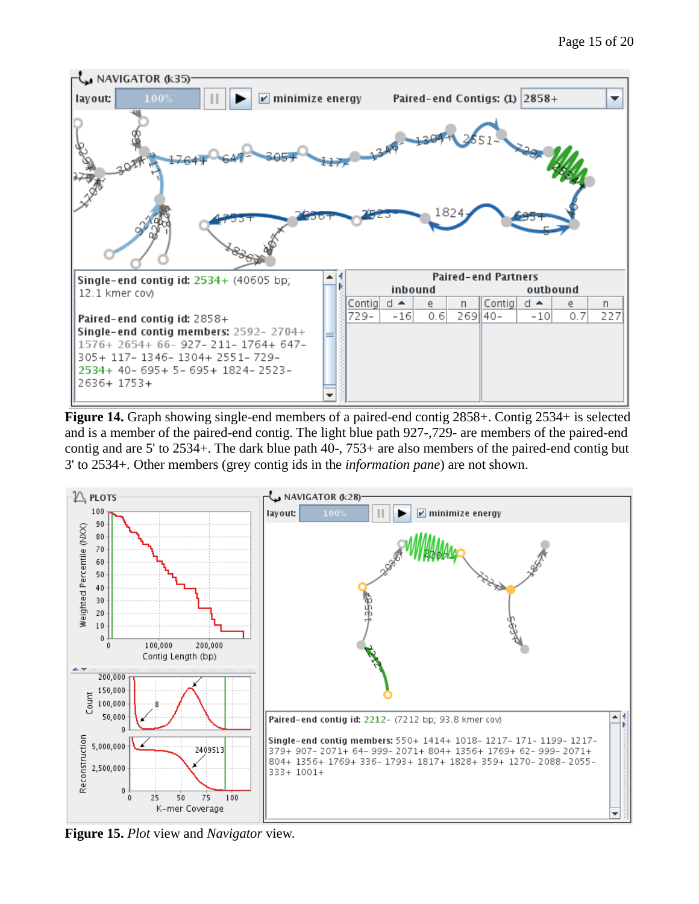**Figure 14.** Graph showing single-end members of a paired-end contig 2858+. Contig 2534+ is selected and is a member of the paired-end contig. The light blue path 927-,729- are members of the paired-end contig and are 5' to 2534+. The dark blue path 40-, 753+ are also members of the paired-end contig but 3' to 2534+. Other members (grey contig ids in the *information pane*) are not shown.

**Figure 15.** *Plot* view and *Navigator* view.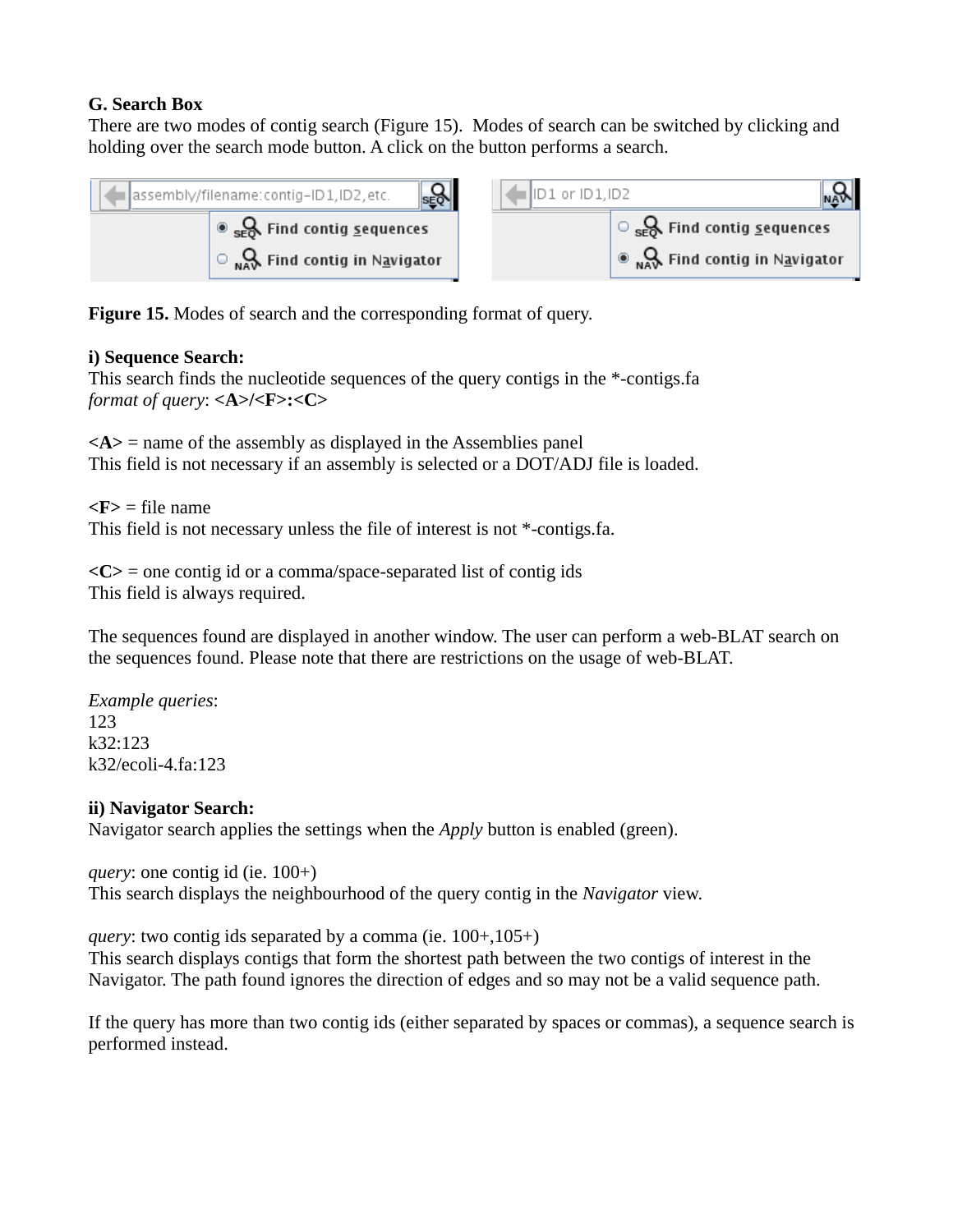**G. Search Box**

There are two modes of contig search (Figure 15). Modes of search can be switched by clicking and holding over the search mode button. A click on the button performs a search.

**Figure 15.** Modes of search and the corresponding format of query.

**i) Sequence Search:**

This search finds the nucleotide sequences of the query contigs in the *-contigs.fa
*format of query*: **<A>/<F>:<C>**

**<A>** = name of the assembly as displayed in the Assemblies panel
This field is not necessary if an assembly is selected or a DOT/ADJ file is loaded.

**<F>** = file name
This field is not necessary unless the file of interest is not *-contigs.fa.

**<C>** = one contig id or a comma/space-separated list of contig ids
This field is always required.

The sequences found are displayed in another window. The user can perform a web-BLAT search on the sequences found. Please note that there are restrictions on the usage of web-BLAT.

*Example queries*:
123
k32:123
k32/ecoli-4.fa:123

**ii) Navigator Search:**

Navigator search applies the settings when the *Apply* button is enabled (green).

*query*: one contig id (ie. 100+)
This search displays the neighbourhood of the query contig in the *Navigator* view.

*query*: two contig ids separated by a comma (ie. 100+,105+)
This search displays contigs that form the shortest path between the two contigs of interest in the Navigator. The path found ignores the direction of edges and so may not be a valid sequence path.

If the query has more than two contig ids (either separated by spaces or commas), a sequence search is performed instead.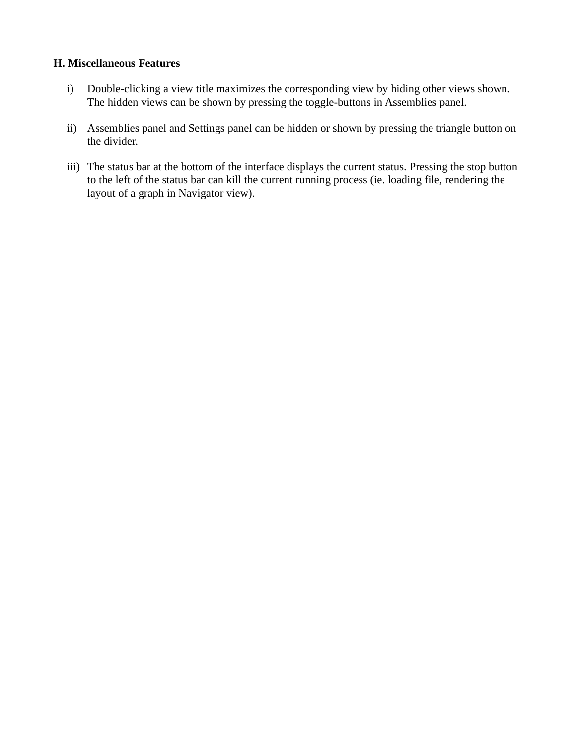**H. Miscellaneous Features**

i) Double-clicking a view title maximizes the corresponding view by hiding other views shown. The hidden views can be shown by pressing the toggle-buttons in Assemblies panel.

ii) Assemblies panel and Settings panel can be hidden or shown by pressing the triangle button on the divider.

iii) The status bar at the bottom of the interface displays the current status. Pressing the stop button to the left of the status bar can kill the current running process (ie. loading file, rendering the layout of a graph in Navigator view).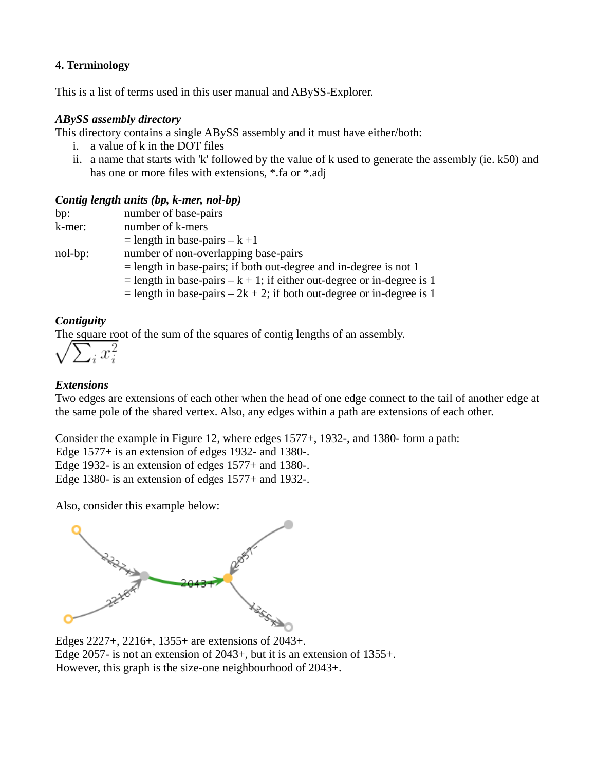## 4. Terminology

This is a list of terms used in this user manual and ABySS-Explorer.

***ABySS assembly directory***
This directory contains a single ABySS assembly and it must have either/both:

i. a value of k in the DOT files
ii. a name that starts with 'k' followed by the value of k used to generate the assembly (ie. k50) and has one or more files with extensions, *.fa or *.adj

***Contig length units (bp, k-mer, nol-bp)***

bp: number of base-pairs
k-mer: number of k-mers
= length in base-pairs – k +1
nol-bp: number of non-overlapping base-pairs
= length in base-pairs; if both out-degree and in-degree is not 1
= length in base-pairs – k + 1; if either out-degree or in-degree is 1
= length in base-pairs – 2k + 2; if both out-degree or in-degree is 1

***Contiguity***
The square root of the sum of the squares of contig lengths of an assembly.

$$\sqrt{\sum_i x_i^2}$$

***Extensions***
Two edges are extensions of each other when the head of one edge connect to the tail of another edge at the same pole of the shared vertex. Also, any edges within a path are extensions of each other.

Consider the example in Figure 12, where edges 1577+, 1932-, and 1380- form a path:
Edge 1577+ is an extension of edges 1932- and 1380-.
Edge 1932- is an extension of edges 1577+ and 1380-.
Edge 1380- is an extension of edges 1577+ and 1932-.

Also, consider this example below:

Edges 2227+, 2216+, 1355+ are extensions of 2043+.
Edge 2057- is not an extension of 2043+, but it is an extension of 1355+.
However, this graph is the size-one neighbourhood of 2043+.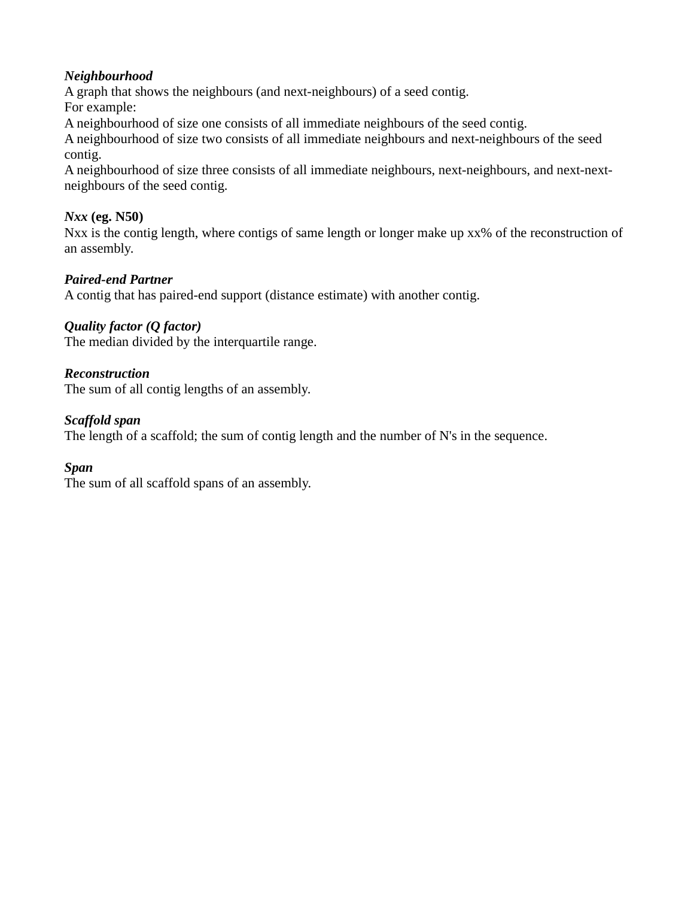***Neighbourhood***
A graph that shows the neighbours (and next-neighbours) of a seed contig.
For example:
A neighbourhood of size one consists of all immediate neighbours of the seed contig.
A neighbourhood of size two consists of all immediate neighbours and next-neighbours of the seed contig.
A neighbourhood of size three consists of all immediate neighbours, next-neighbours, and next-next-neighbours of the seed contig.

***Nxx* (eg. N50)**
Nxx is the contig length, where contigs of same length or longer make up xx% of the reconstruction of an assembly.

***Paired-end Partner***
A contig that has paired-end support (distance estimate) with another contig.

***Quality factor (Q factor)***
The median divided by the interquartile range.

***Reconstruction***
The sum of all contig lengths of an assembly.

***Scaffold span***
The length of a scaffold; the sum of contig length and the number of N's in the sequence.

***Span***
The sum of all scaffold spans of an assembly.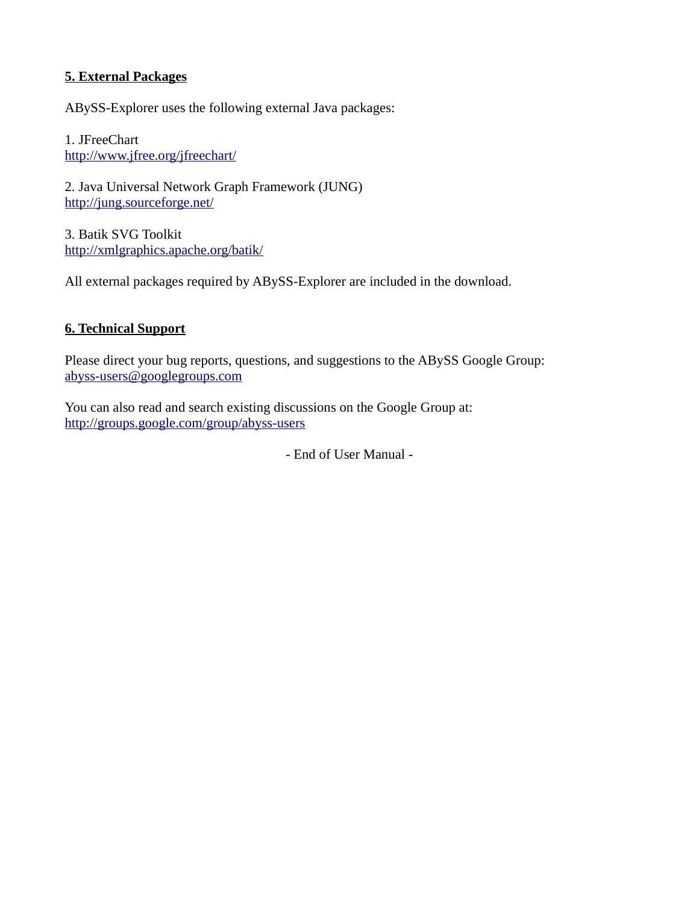## **5. External Packages**

ABySS-Explorer uses the following external Java packages:

1. JFreeChart
http://www.jfree.org/jfreechart/

2. Java Universal Network Graph Framework (JUNG)
http://jung.sourceforge.net/

3. Batik SVG Toolkit
http://xmlgraphics.apache.org/batik/

All external packages required by ABySS-Explorer are included in the download.

## **6. Technical Support**

Please direct your bug reports, questions, and suggestions to the ABySS Google Group:
abyss-users@googlegroups.com

You can also read and search existing discussions on the Google Group at:
http://groups.google.com/group/abyss-users

- End of User Manual -